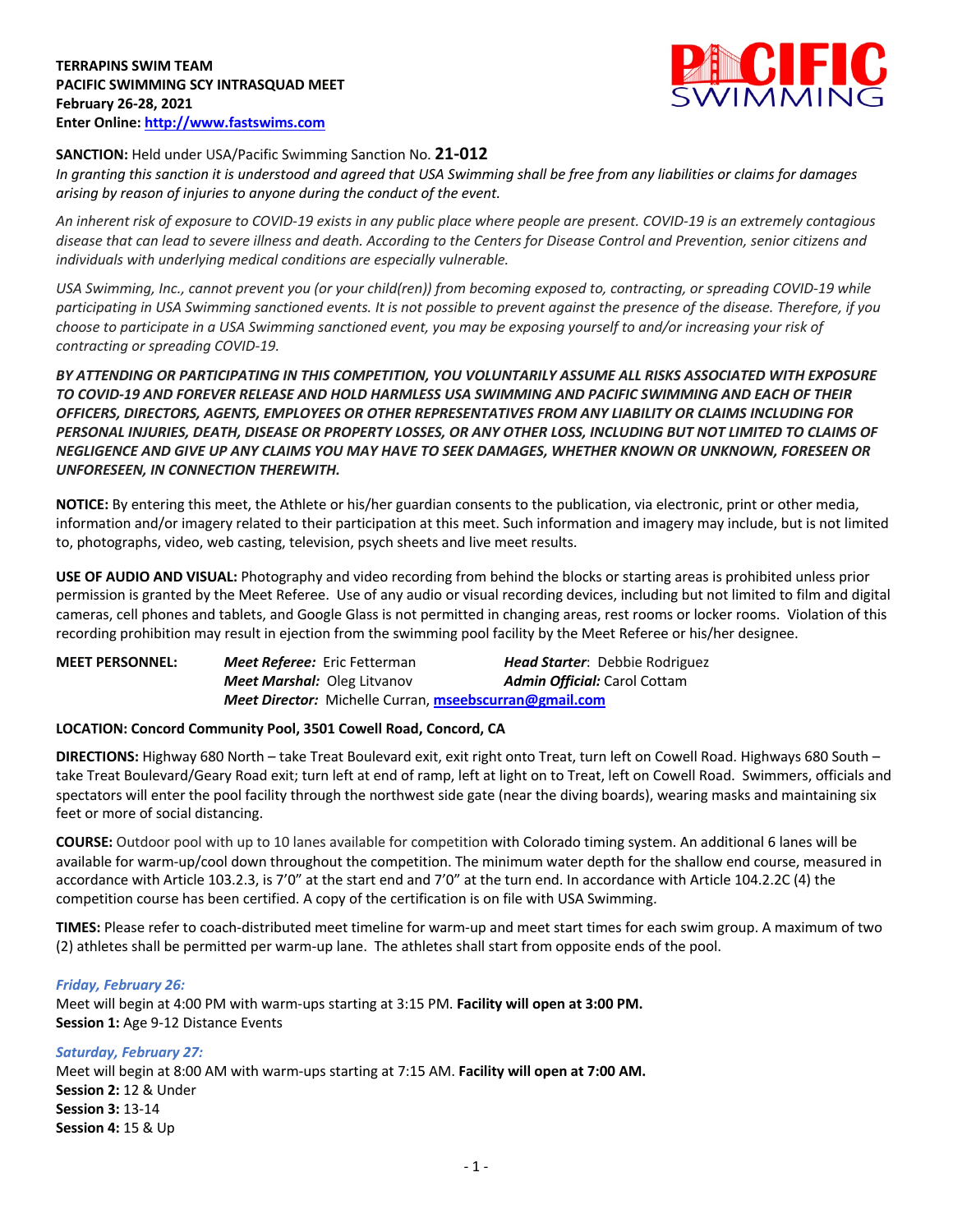**TERRAPINS SWIM TEAM**
**PACIFIC SWIMMING SCY INTRASQUAD MEET**
**February 26-28, 2021**
**Enter Online: [http://www.fastswims.com](http://www.fastswims.com)**

**SANCTION:** Held under USA/Pacific Swimming Sanction No. **21-012**
*In granting this sanction it is understood and agreed that USA Swimming shall be free from any liabilities or claims for damages arising by reason of injuries to anyone during the conduct of the event.*

*An inherent risk of exposure to COVID-19 exists in any public place where people are present. COVID-19 is an extremely contagious disease that can lead to severe illness and death. According to the Centers for Disease Control and Prevention, senior citizens and individuals with underlying medical conditions are especially vulnerable.*

*USA Swimming, Inc., cannot prevent you (or your child(ren)) from becoming exposed to, contracting, or spreading COVID-19 while participating in USA Swimming sanctioned events. It is not possible to prevent against the presence of the disease. Therefore, if you choose to participate in a USA Swimming sanctioned event, you may be exposing yourself to and/or increasing your risk of contracting or spreading COVID-19.*

***BY ATTENDING OR PARTICIPATING IN THIS COMPETITION, YOU VOLUNTARILY ASSUME ALL RISKS ASSOCIATED WITH EXPOSURE TO COVID-19 AND FOREVER RELEASE AND HOLD HARMLESS USA SWIMMING AND PACIFIC SWIMMING AND EACH OF THEIR OFFICERS, DIRECTORS, AGENTS, EMPLOYEES OR OTHER REPRESENTATIVES FROM ANY LIABILITY OR CLAIMS INCLUDING FOR PERSONAL INJURIES, DEATH, DISEASE OR PROPERTY LOSSES, OR ANY OTHER LOSS, INCLUDING BUT NOT LIMITED TO CLAIMS OF NEGLIGENCE AND GIVE UP ANY CLAIMS YOU MAY HAVE TO SEEK DAMAGES, WHETHER KNOWN OR UNKNOWN, FORESEEN OR UNFORESEEN, IN CONNECTION THEREWITH.***

**NOTICE:** By entering this meet, the Athlete or his/her guardian consents to the publication, via electronic, print or other media, information and/or imagery related to their participation at this meet. Such information and imagery may include, but is not limited to, photographs, video, web casting, television, psych sheets and live meet results.

**USE OF AUDIO AND VISUAL:** Photography and video recording from behind the blocks or starting areas is prohibited unless prior permission is granted by the Meet Referee. Use of any audio or visual recording devices, including but not limited to film and digital cameras, cell phones and tablets, and Google Glass is not permitted in changing areas, rest rooms or locker rooms. Violation of this recording prohibition may result in ejection from the swimming pool facility by the Meet Referee or his/her designee.

**MEET PERSONNEL:**
***Meet Referee:*** Eric Fetterman — ***Head Starter***: Debbie Rodriguez
***Meet Marshal:*** Oleg Litvanov — ***Admin Official:*** Carol Cottam
***Meet Director:*** Michelle Curran, [mseebscurran@gmail.com](mailto:mseebscurran@gmail.com)

**LOCATION: Concord Community Pool, 3501 Cowell Road, Concord, CA**

**DIRECTIONS:** Highway 680 North – take Treat Boulevard exit, exit right onto Treat, turn left on Cowell Road. Highways 680 South – take Treat Boulevard/Geary Road exit; turn left at end of ramp, left at light on to Treat, left on Cowell Road. Swimmers, officials and spectators will enter the pool facility through the northwest side gate (near the diving boards), wearing masks and maintaining six feet or more of social distancing.

**COURSE:** Outdoor pool with up to 10 lanes available for competition with Colorado timing system. An additional 6 lanes will be available for warm-up/cool down throughout the competition. The minimum water depth for the shallow end course, measured in accordance with Article 103.2.3, is 7'0" at the start end and 7'0" at the turn end. In accordance with Article 104.2.2C (4) the competition course has been certified. A copy of the certification is on file with USA Swimming.

**TIMES:** Please refer to coach-distributed meet timeline for warm-up and meet start times for each swim group. A maximum of two (2) athletes shall be permitted per warm-up lane. The athletes shall start from opposite ends of the pool.

***Friday, February 26:***
Meet will begin at 4:00 PM with warm-ups starting at 3:15 PM. **Facility will open at 3:00 PM.**
**Session 1:** Age 9-12 Distance Events

***Saturday, February 27:***
Meet will begin at 8:00 AM with warm-ups starting at 7:15 AM. **Facility will open at 7:00 AM.**
**Session 2:** 12 & Under
**Session 3:** 13-14
**Session 4:** 15 & Up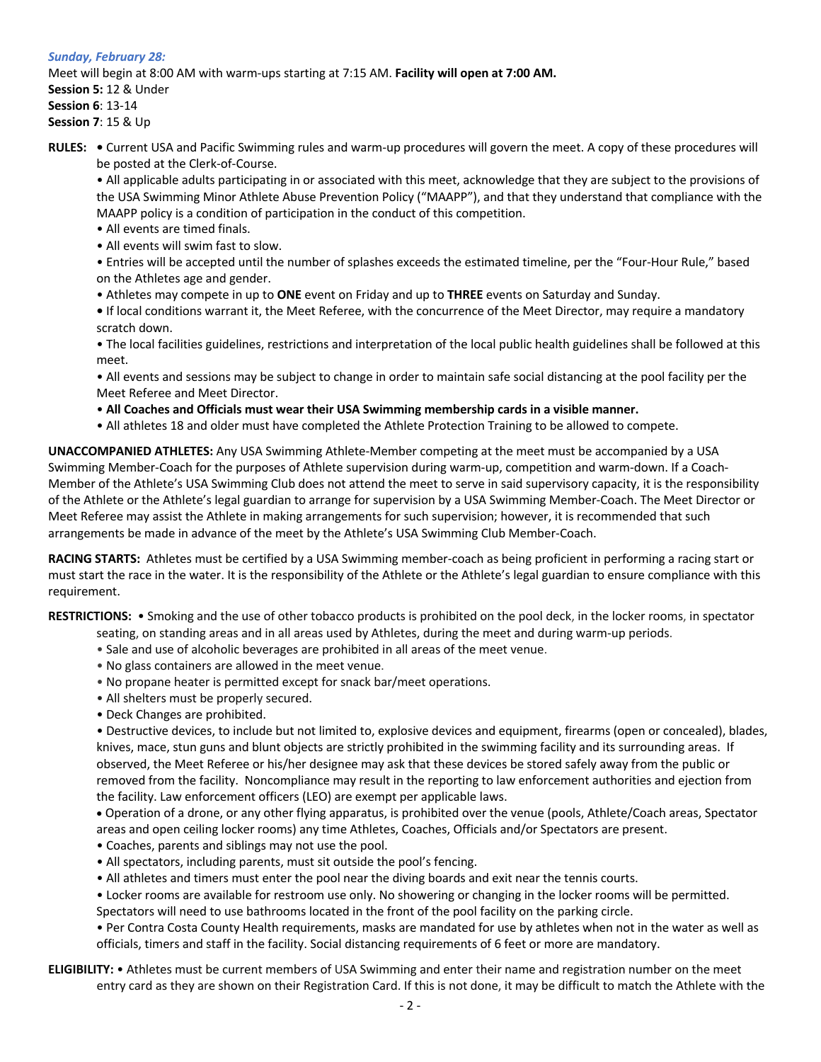*Sunday, February 28:*

Meet will begin at 8:00 AM with warm-ups starting at 7:15 AM. **Facility will open at 7:00 AM.**

**Session 5:** 12 & Under
**Session 6**: 13-14
**Session 7**: 15 & Up

**RULES:** • Current USA and Pacific Swimming rules and warm-up procedures will govern the meet. A copy of these procedures will be posted at the Clerk-of-Course.

• All applicable adults participating in or associated with this meet, acknowledge that they are subject to the provisions of the USA Swimming Minor Athlete Abuse Prevention Policy ("MAAPP"), and that they understand that compliance with the MAAPP policy is a condition of participation in the conduct of this competition.

• All events are timed finals.

• All events will swim fast to slow.

• Entries will be accepted until the number of splashes exceeds the estimated timeline, per the "Four-Hour Rule," based on the Athletes age and gender.

• Athletes may compete in up to **ONE** event on Friday and up to **THREE** events on Saturday and Sunday.

• If local conditions warrant it, the Meet Referee, with the concurrence of the Meet Director, may require a mandatory scratch down.

• The local facilities guidelines, restrictions and interpretation of the local public health guidelines shall be followed at this meet.

• All events and sessions may be subject to change in order to maintain safe social distancing at the pool facility per the Meet Referee and Meet Director.

• **All Coaches and Officials must wear their USA Swimming membership cards in a visible manner.**

• All athletes 18 and older must have completed the Athlete Protection Training to be allowed to compete.

**UNACCOMPANIED ATHLETES:** Any USA Swimming Athlete-Member competing at the meet must be accompanied by a USA Swimming Member-Coach for the purposes of Athlete supervision during warm-up, competition and warm-down. If a Coach-Member of the Athlete's USA Swimming Club does not attend the meet to serve in said supervisory capacity, it is the responsibility of the Athlete or the Athlete's legal guardian to arrange for supervision by a USA Swimming Member-Coach. The Meet Director or Meet Referee may assist the Athlete in making arrangements for such supervision; however, it is recommended that such arrangements be made in advance of the meet by the Athlete's USA Swimming Club Member-Coach.

**RACING STARTS:** Athletes must be certified by a USA Swimming member-coach as being proficient in performing a racing start or must start the race in the water. It is the responsibility of the Athlete or the Athlete's legal guardian to ensure compliance with this requirement.

**RESTRICTIONS:** • Smoking and the use of other tobacco products is prohibited on the pool deck, in the locker rooms, in spectator seating, on standing areas and in all areas used by Athletes, during the meet and during warm-up periods.

• Sale and use of alcoholic beverages are prohibited in all areas of the meet venue.

• No glass containers are allowed in the meet venue.

• No propane heater is permitted except for snack bar/meet operations.

• All shelters must be properly secured.

• Deck Changes are prohibited.

• Destructive devices, to include but not limited to, explosive devices and equipment, firearms (open or concealed), blades, knives, mace, stun guns and blunt objects are strictly prohibited in the swimming facility and its surrounding areas. If observed, the Meet Referee or his/her designee may ask that these devices be stored safely away from the public or removed from the facility. Noncompliance may result in the reporting to law enforcement authorities and ejection from the facility. Law enforcement officers (LEO) are exempt per applicable laws.

• Operation of a drone, or any other flying apparatus, is prohibited over the venue (pools, Athlete/Coach areas, Spectator areas and open ceiling locker rooms) any time Athletes, Coaches, Officials and/or Spectators are present.

• Coaches, parents and siblings may not use the pool.

• All spectators, including parents, must sit outside the pool's fencing.

• All athletes and timers must enter the pool near the diving boards and exit near the tennis courts.

• Locker rooms are available for restroom use only. No showering or changing in the locker rooms will be permitted. Spectators will need to use bathrooms located in the front of the pool facility on the parking circle.

• Per Contra Costa County Health requirements, masks are mandated for use by athletes when not in the water as well as officials, timers and staff in the facility. Social distancing requirements of 6 feet or more are mandatory.

**ELIGIBILITY:** • Athletes must be current members of USA Swimming and enter their name and registration number on the meet entry card as they are shown on their Registration Card. If this is not done, it may be difficult to match the Athlete with the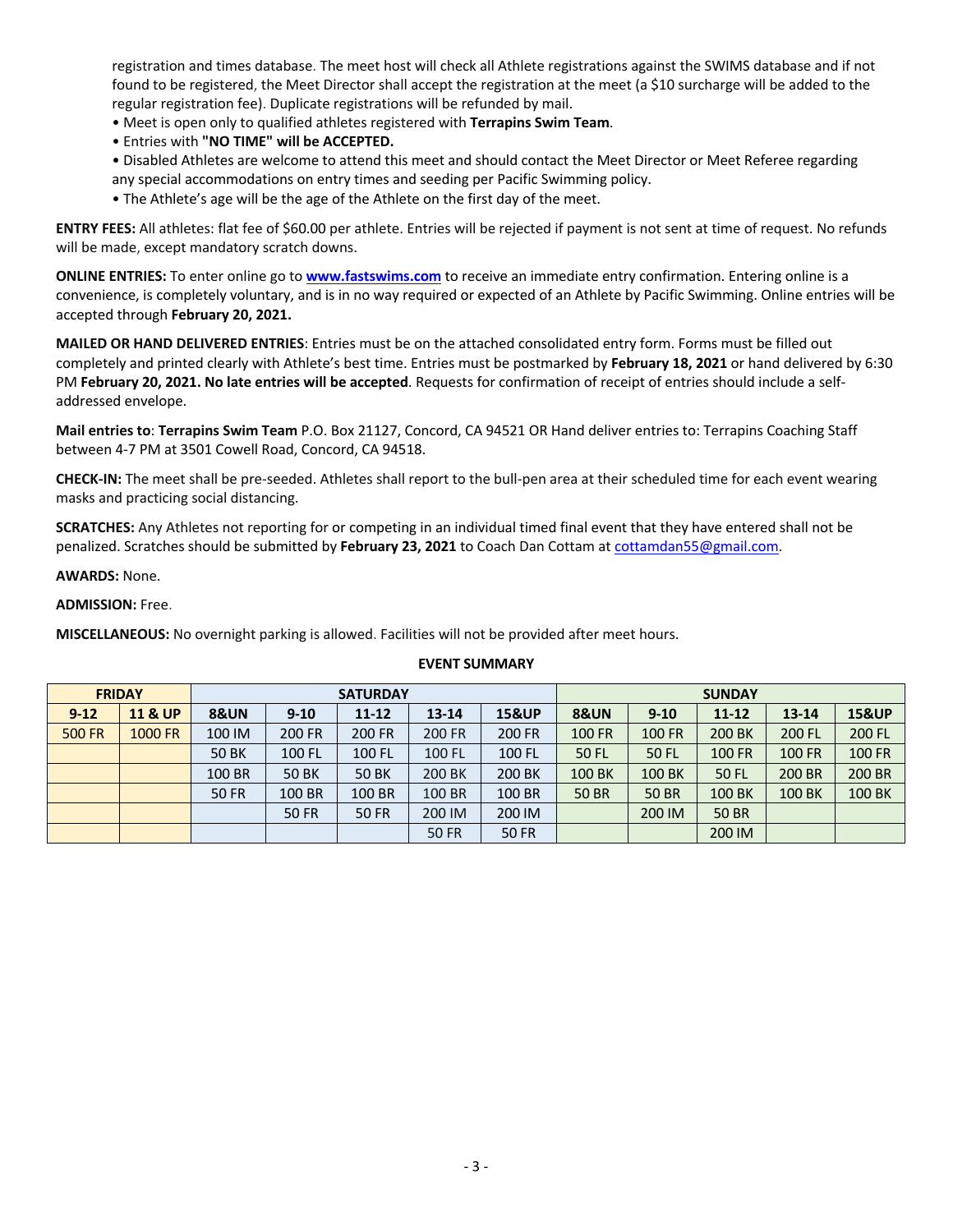registration and times database. The meet host will check all Athlete registrations against the SWIMS database and if not found to be registered, the Meet Director shall accept the registration at the meet (a $10 surcharge will be added to the regular registration fee). Duplicate registrations will be refunded by mail.

- Meet is open only to qualified athletes registered with **Terrapins Swim Team**.
- Entries with **"NO TIME" will be ACCEPTED.**
- Disabled Athletes are welcome to attend this meet and should contact the Meet Director or Meet Referee regarding any special accommodations on entry times and seeding per Pacific Swimming policy.
- The Athlete's age will be the age of the Athlete on the first day of the meet.

**ENTRY FEES:** All athletes: flat fee of $60.00 per athlete. Entries will be rejected if payment is not sent at time of request. No refunds will be made, except mandatory scratch downs.

**ONLINE ENTRIES:** To enter online go to **www.fastswims.com** to receive an immediate entry confirmation. Entering online is a convenience, is completely voluntary, and is in no way required or expected of an Athlete by Pacific Swimming. Online entries will be accepted through **February 20, 2021.**

**MAILED OR HAND DELIVERED ENTRIES**: Entries must be on the attached consolidated entry form. Forms must be filled out completely and printed clearly with Athlete's best time. Entries must be postmarked by **February 18, 2021** or hand delivered by 6:30 PM **February 20, 2021. No late entries will be accepted**. Requests for confirmation of receipt of entries should include a self-addressed envelope.

**Mail entries to**: **Terrapins Swim Team** P.O. Box 21127, Concord, CA 94521 OR Hand deliver entries to: Terrapins Coaching Staff between 4-7 PM at 3501 Cowell Road, Concord, CA 94518.

**CHECK-IN:** The meet shall be pre-seeded. Athletes shall report to the bull-pen area at their scheduled time for each event wearing masks and practicing social distancing.

**SCRATCHES:** Any Athletes not reporting for or competing in an individual timed final event that they have entered shall not be penalized. Scratches should be submitted by **February 23, 2021** to Coach Dan Cottam at cottamdan55@gmail.com.

**AWARDS:** None.

**ADMISSION:** Free.

**MISCELLANEOUS:** No overnight parking is allowed. Facilities will not be provided after meet hours.

**EVENT SUMMARY**

| FRIDAY | | SATURDAY | | | | | SUNDAY | | | | |
|---|---|---|---|---|---|---|---|---|---|---|---|
| 9-12 | 11 & UP | 8&UN | 9-10 | 11-12 | 13-14 | 15&UP | 8&UN | 9-10 | 11-12 | 13-14 | 15&UP |
| 500 FR | 1000 FR | 100 IM | 200 FR | 200 FR | 200 FR | 200 FR | 100 FR | 100 FR | 200 BK | 200 FL | 200 FL |
| | | 50 BK | 100 FL | 100 FL | 100 FL | 100 FL | 50 FL | 50 FL | 100 FR | 100 FR | 100 FR |
| | | 100 BR | 50 BK | 50 BK | 200 BK | 200 BK | 100 BK | 100 BK | 50 FL | 200 BR | 200 BR |
| | | 50 FR | 100 BR | 100 BR | 100 BR | 100 BR | 50 BR | 50 BR | 100 BK | 100 BK | 100 BK |
| | | | 50 FR | 50 FR | 200 IM | 200 IM | | 200 IM | 50 BR | | |
| | | | | | 50 FR | 50 FR | | | 200 IM | | |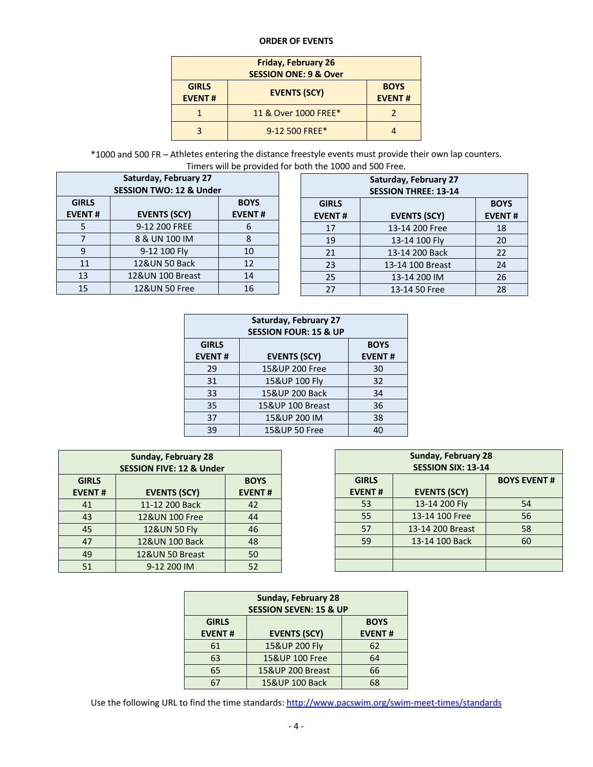# ORDER OF EVENTS

| Friday, February 26 SESSION ONE: 9 & Over | | |
|---|---|---|
| GIRLS EVENT # | EVENTS (SCY) | BOYS EVENT # |
| 1 | 11 & Over 1000 FREE* | 2 |
| 3 | 9-12 500 FREE* | 4 |

*1000 and 500 FR – Athletes entering the distance freestyle events must provide their own lap counters. Timers will be provided for both the 1000 and 500 Free.

| Saturday, February 27 SESSION TWO: 12 & Under | | |
|---|---|---|
| GIRLS EVENT # | EVENTS (SCY) | BOYS EVENT # |
| 5 | 9-12 200 FREE | 6 |
| 7 | 8 & UN 100 IM | 8 |
| 9 | 9-12 100 Fly | 10 |
| 11 | 12&UN 50 Back | 12 |
| 13 | 12&UN 100 Breast | 14 |
| 15 | 12&UN 50 Free | 16 |

| Saturday, February 27 SESSION THREE: 13-14 | | |
|---|---|---|
| GIRLS EVENT # | EVENTS (SCY) | BOYS EVENT # |
| 17 | 13-14 200 Free | 18 |
| 19 | 13-14 100 Fly | 20 |
| 21 | 13-14 200 Back | 22 |
| 23 | 13-14 100 Breast | 24 |
| 25 | 13-14 200 IM | 26 |
| 27 | 13-14 50 Free | 28 |

| Saturday, February 27 SESSION FOUR: 15 & UP | | |
|---|---|---|
| GIRLS EVENT # | EVENTS (SCY) | BOYS EVENT # |
| 29 | 15&UP 200 Free | 30 |
| 31 | 15&UP 100 Fly | 32 |
| 33 | 15&UP 200 Back | 34 |
| 35 | 15&UP 100 Breast | 36 |
| 37 | 15&UP 200 IM | 38 |
| 39 | 15&UP 50 Free | 40 |

| Sunday, February 28 SESSION FIVE: 12 & Under | | |
|---|---|---|
| GIRLS EVENT # | EVENTS (SCY) | BOYS EVENT # |
| 41 | 11-12 200 Back | 42 |
| 43 | 12&UN 100 Free | 44 |
| 45 | 12&UN 50 Fly | 46 |
| 47 | 12&UN 100 Back | 48 |
| 49 | 12&UN 50 Breast | 50 |
| 51 | 9-12 200 IM | 52 |

| Sunday, February 28 SESSION SIX: 13-14 | | |
|---|---|---|
| GIRLS EVENT # | EVENTS (SCY) | BOYS EVENT # |
| 53 | 13-14 200 Fly | 54 |
| 55 | 13-14 100 Free | 56 |
| 57 | 13-14 200 Breast | 58 |
| 59 | 13-14 100 Back | 60 |
| | | |
| | | |

| Sunday, February 28 SESSION SEVEN: 15 & UP | | |
|---|---|---|
| GIRLS EVENT # | EVENTS (SCY) | BOYS EVENT # |
| 61 | 15&UP 200 Fly | 62 |
| 63 | 15&UP 100 Free | 64 |
| 65 | 15&UP 200 Breast | 66 |
| 67 | 15&UP 100 Back | 68 |

Use the following URL to find the time standards: http://www.pacswim.org/swim-meet-times/standards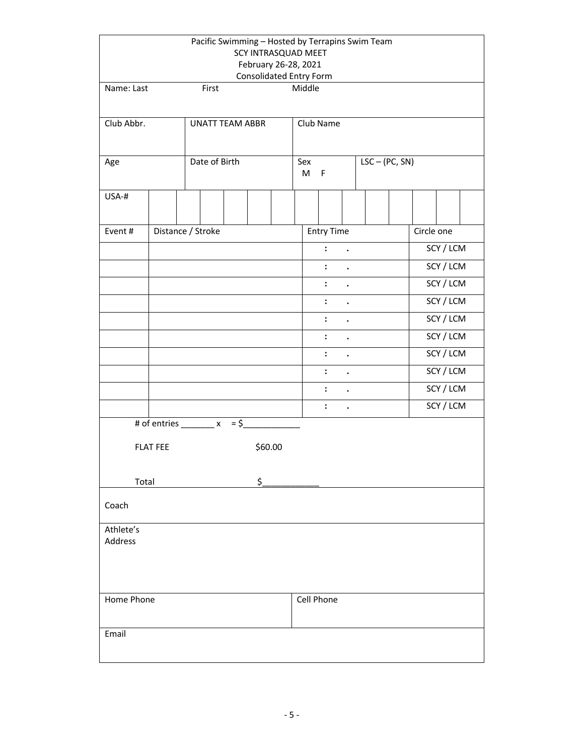Pacific Swimming – Hosted by Terrapins Swim Team
SCY INTRASQUAD MEET
February 26-28, 2021
Consolidated Entry Form

| Name: Last | First | Middle |
|---|---|---|
| | | |

| Club Abbr. | UNATT TEAM ABBR | Club Name | |
|---|---|---|---|
| Age | Date of Birth | Sex M F | LSC – (PC, SN) |

| USA-# | | | | | | | | | | | | | | |
|---|---|---|---|---|---|---|---|---|---|---|---|---|---|---|

| Event # | Distance / Stroke | Entry Time | Circle one |
|---|---|---|---|
| | | : . | SCY / LCM |
| | | : . | SCY / LCM |
| | | : . | SCY / LCM |
| | | : . | SCY / LCM |
| | | : . | SCY / LCM |
| | | : . | SCY / LCM |
| | | : . | SCY / LCM |
| | | : . | SCY / LCM |
| | | : . | SCY / LCM |
| | | : . | SCY / LCM |

# of entries _______ x = $____________

FLAT FEE $60.00

Total $____________

Coach

Athlete's Address

| Home Phone | Cell Phone |
|---|---|
| | |

Email